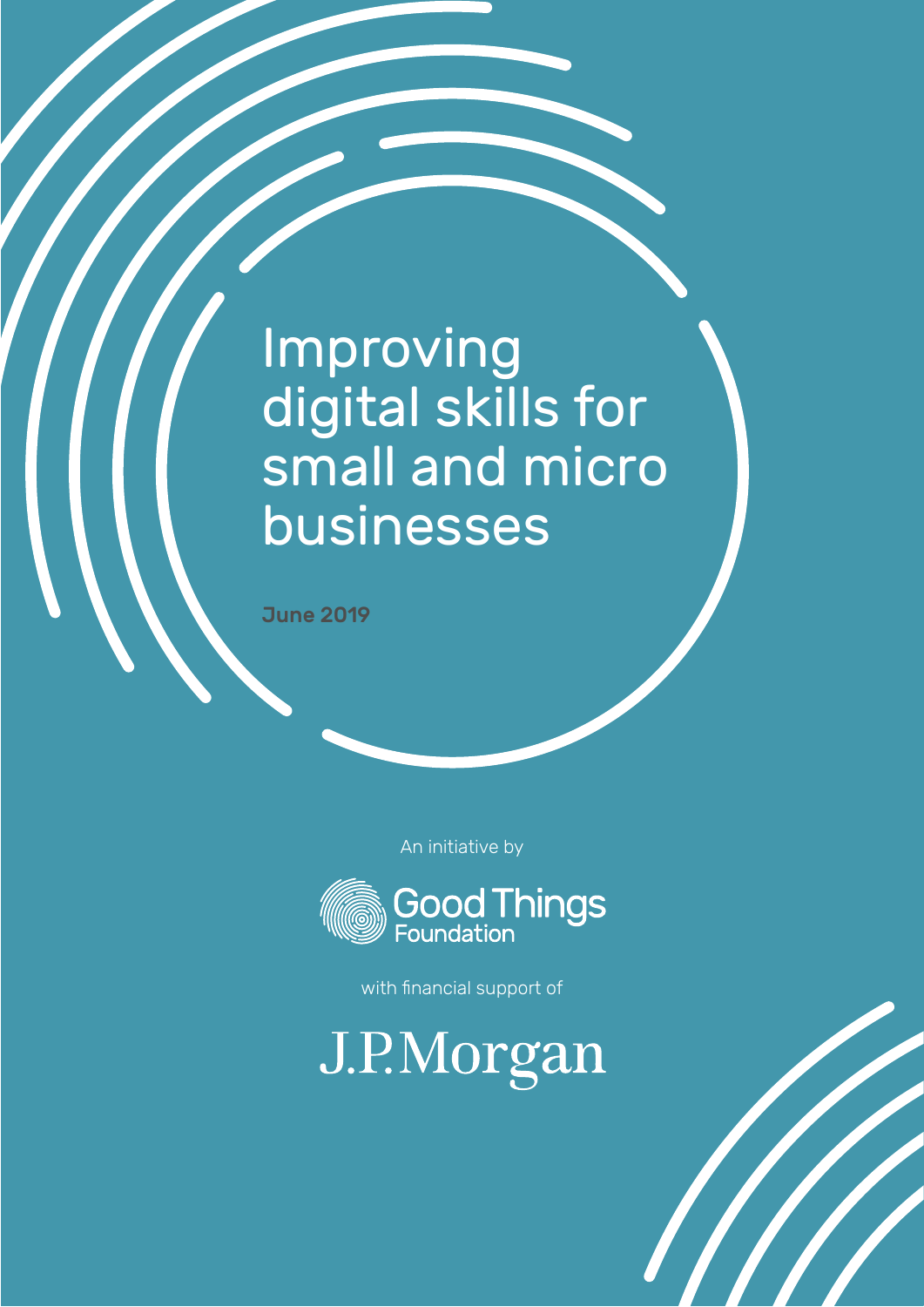# Improving digital skills for small and micro businesses

**June 2019**

An initiative by

Good Things Foundation

with financial support of

J.P.Morgan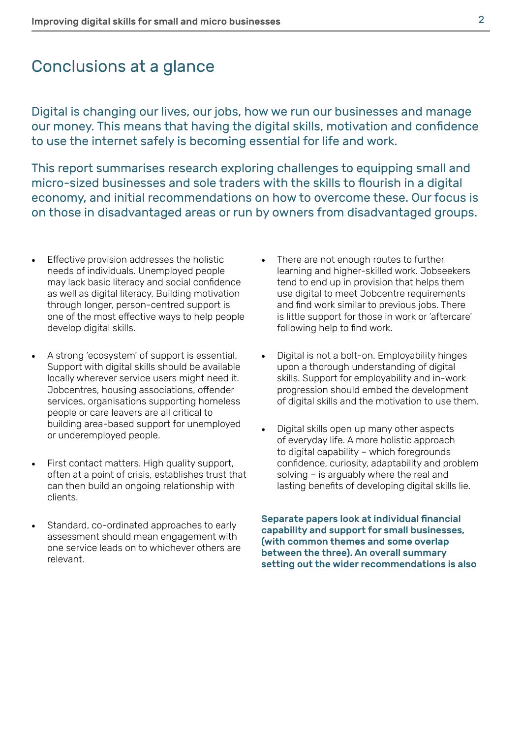# Conclusions at a glance

Digital is changing our lives, our jobs, how we run our businesses and manage our money. This means that having the digital skills, motivation and confidence to use the internet safely is becoming essential for life and work.

This report summarises research exploring challenges to equipping small and micro-sized businesses and sole traders with the skills to flourish in a digital economy, and initial recommendations on how to overcome these. Our focus is on those in disadvantaged areas or run by owners from disadvantaged groups.

- Effective provision addresses the holistic needs of individuals. Unemployed people may lack basic literacy and social confidence as well as digital literacy. Building motivation through longer, person-centred support is one of the most effective ways to help people develop digital skills.
- A strong 'ecosystem' of support is essential. Support with digital skills should be available locally wherever service users might need it. Jobcentres, housing associations, offender services, organisations supporting homeless people or care leavers are all critical to building area-based support for unemployed or underemployed people.
- First contact matters. High quality support, often at a point of crisis, establishes trust that can then build an ongoing relationship with clients.
- Standard, co-ordinated approaches to early assessment should mean engagement with one service leads on to whichever others are relevant.
- There are not enough routes to further learning and higher-skilled work. Jobseekers tend to end up in provision that helps them use digital to meet Jobcentre requirements and find work similar to previous jobs. There is little support for those in work or 'aftercare' following help to find work.
- Digital is not a bolt-on. Employability hinges upon a thorough understanding of digital skills. Support for employability and in-work progression should embed the development of digital skills and the motivation to use them.
- Digital skills open up many other aspects of everyday life. A more holistic approach to digital capability – which foregrounds confidence, curiosity, adaptability and problem solving – is arguably where the real and lasting benefits of developing digital skills lie.

**Separate papers look at individual financial capability and support for small businesses, (with common themes and some overlap between the three). An overall summary setting out the wider recommendations is also**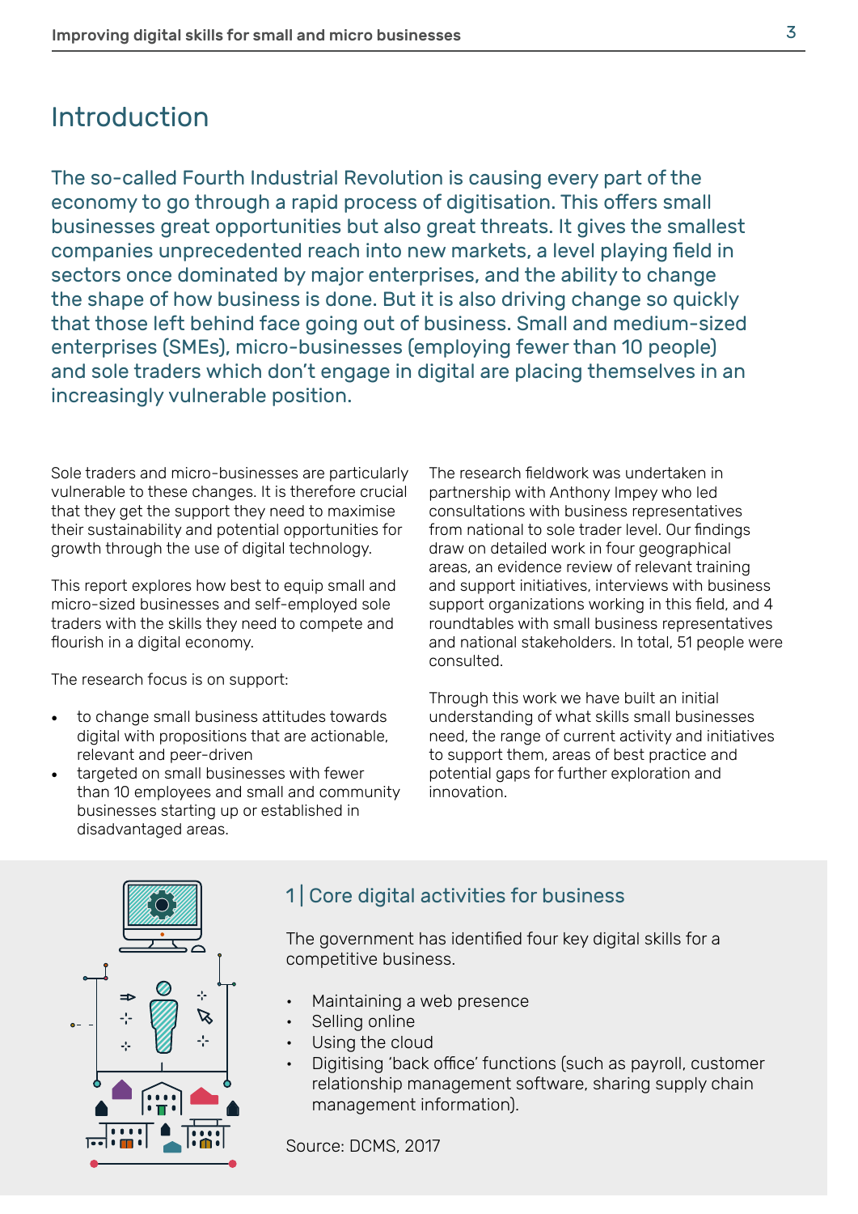# Introduction

The so-called Fourth Industrial Revolution is causing every part of the economy to go through a rapid process of digitisation. This offers small businesses great opportunities but also great threats. It gives the smallest companies unprecedented reach into new markets, a level playing field in sectors once dominated by major enterprises, and the ability to change the shape of how business is done. But it is also driving change so quickly that those left behind face going out of business. Small and medium-sized enterprises (SMEs), micro-businesses (employing fewer than 10 people) and sole traders which don't engage in digital are placing themselves in an increasingly vulnerable position.

Sole traders and micro-businesses are particularly vulnerable to these changes. It is therefore crucial that they get the support they need to maximise their sustainability and potential opportunities for growth through the use of digital technology.

This report explores how best to equip small and micro-sized businesses and self-employed sole traders with the skills they need to compete and flourish in a digital economy.

The research focus is on support:

- to change small business attitudes towards digital with propositions that are actionable, relevant and peer-driven
- targeted on small businesses with fewer than 10 employees and small and community businesses starting up or established in disadvantaged areas.

The research fieldwork was undertaken in partnership with Anthony Impey who led consultations with business representatives from national to sole trader level. Our findings draw on detailed work in four geographical areas, an evidence review of relevant training and support initiatives, interviews with business support organizations working in this field, and 4 roundtables with small business representatives and national stakeholders. In total, 51 people were consulted.

Through this work we have built an initial understanding of what skills small businesses need, the range of current activity and initiatives to support them, areas of best practice and potential gaps for further exploration and innovation.

## 1 | Core digital activities for business

The government has identified four key digital skills for a competitive business.

- Maintaining a web presence
- Selling online
- Using the cloud
- Digitising 'back office' functions (such as payroll, customer relationship management software, sharing supply chain management information).

Source: DCMS, 2017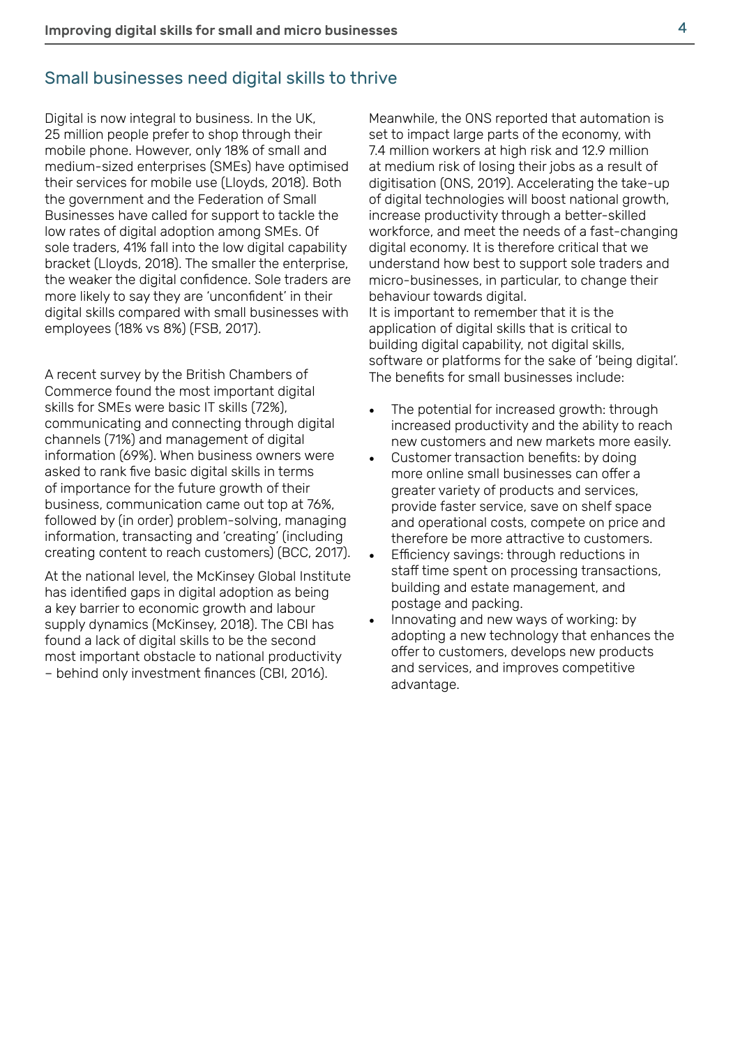## Small businesses need digital skills to thrive

Digital is now integral to business. In the UK, 25 million people prefer to shop through their mobile phone. However, only 18% of small and medium-sized enterprises (SMEs) have optimised their services for mobile use (Lloyds, 2018). Both the government and the Federation of Small Businesses have called for support to tackle the low rates of digital adoption among SMEs. Of sole traders, 41% fall into the low digital capability bracket (Lloyds, 2018). The smaller the enterprise, the weaker the digital confidence. Sole traders are more likely to say they are 'unconfident' in their digital skills compared with small businesses with employees (18% vs 8%) (FSB, 2017).

A recent survey by the British Chambers of Commerce found the most important digital skills for SMEs were basic IT skills (72%), communicating and connecting through digital channels (71%) and management of digital information (69%). When business owners were asked to rank five basic digital skills in terms of importance for the future growth of their business, communication came out top at 76%, followed by (in order) problem-solving, managing information, transacting and 'creating' (including creating content to reach customers) (BCC, 2017).

At the national level, the McKinsey Global Institute has identified gaps in digital adoption as being a key barrier to economic growth and labour supply dynamics (McKinsey, 2018). The CBI has found a lack of digital skills to be the second most important obstacle to national productivity – behind only investment finances (CBI, 2016).

Meanwhile, the ONS reported that automation is set to impact large parts of the economy, with 7.4 million workers at high risk and 12.9 million at medium risk of losing their jobs as a result of digitisation (ONS, 2019). Accelerating the take-up of digital technologies will boost national growth, increase productivity through a better-skilled workforce, and meet the needs of a fast-changing digital economy. It is therefore critical that we understand how best to support sole traders and micro-businesses, in particular, to change their behaviour towards digital.

It is important to remember that it is the application of digital skills that is critical to building digital capability, not digital skills, software or platforms for the sake of 'being digital'. The benefits for small businesses include:

- The potential for increased growth: through increased productivity and the ability to reach new customers and new markets more easily.
- Customer transaction benefits: by doing more online small businesses can offer a greater variety of products and services, provide faster service, save on shelf space and operational costs, compete on price and therefore be more attractive to customers.
- Efficiency savings: through reductions in staff time spent on processing transactions, building and estate management, and postage and packing.
- Innovating and new ways of working: by adopting a new technology that enhances the offer to customers, develops new products and services, and improves competitive advantage.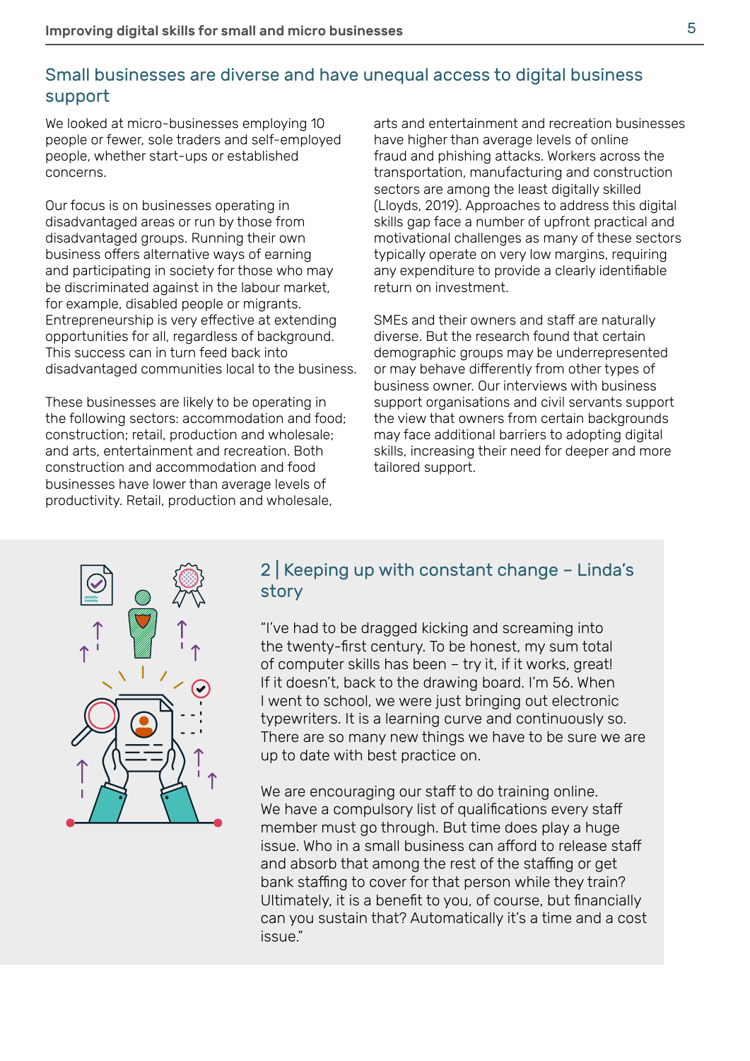## Small businesses are diverse and have unequal access to digital business support

We looked at micro-businesses employing 10 people or fewer, sole traders and self-employed people, whether start-ups or established concerns.

Our focus is on businesses operating in disadvantaged areas or run by those from disadvantaged groups. Running their own business offers alternative ways of earning and participating in society for those who may be discriminated against in the labour market, for example, disabled people or migrants. Entrepreneurship is very effective at extending opportunities for all, regardless of background. This success can in turn feed back into disadvantaged communities local to the business.

These businesses are likely to be operating in the following sectors: accommodation and food; construction; retail, production and wholesale; and arts, entertainment and recreation. Both construction and accommodation and food businesses have lower than average levels of productivity. Retail, production and wholesale, arts and entertainment and recreation businesses have higher than average levels of online fraud and phishing attacks. Workers across the transportation, manufacturing and construction sectors are among the least digitally skilled (Lloyds, 2019). Approaches to address this digital skills gap face a number of upfront practical and motivational challenges as many of these sectors typically operate on very low margins, requiring any expenditure to provide a clearly identifiable return on investment.

SMEs and their owners and staff are naturally diverse. But the research found that certain demographic groups may be underrepresented or may behave differently from other types of business owner. Our interviews with business support organisations and civil servants support the view that owners from certain backgrounds may face additional barriers to adopting digital skills, increasing their need for deeper and more tailored support.

### 2 | Keeping up with constant change – Linda's story

"I've had to be dragged kicking and screaming into the twenty-first century. To be honest, my sum total of computer skills has been – try it, if it works, great! If it doesn't, back to the drawing board. I'm 56. When I went to school, we were just bringing out electronic typewriters. It is a learning curve and continuously so. There are so many new things we have to be sure we are up to date with best practice on.

We are encouraging our staff to do training online. We have a compulsory list of qualifications every staff member must go through. But time does play a huge issue. Who in a small business can afford to release staff and absorb that among the rest of the staffing or get bank staffing to cover for that person while they train? Ultimately, it is a benefit to you, of course, but financially can you sustain that? Automatically it's a time and a cost issue."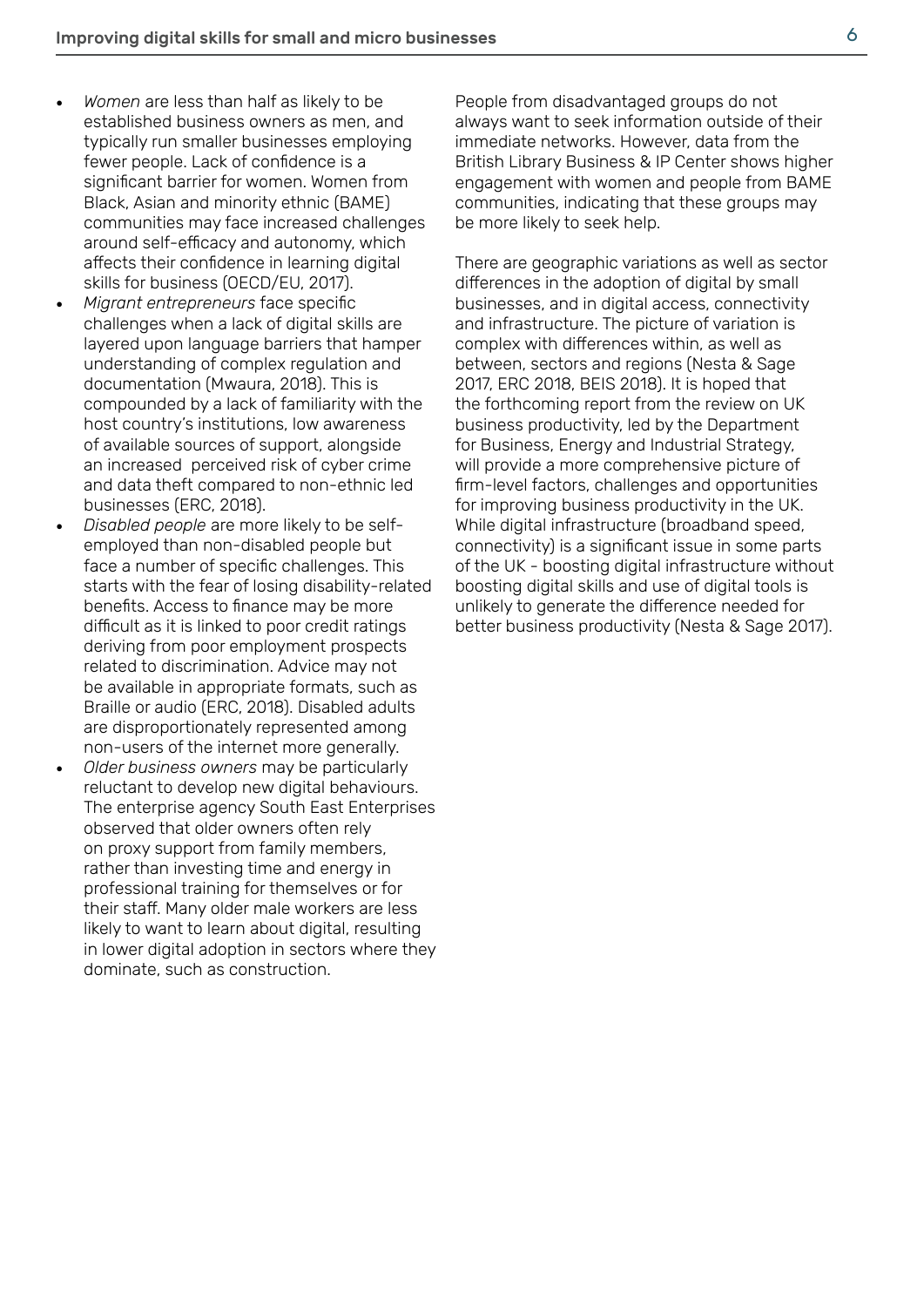- *Women* are less than half as likely to be established business owners as men, and typically run smaller businesses employing fewer people. Lack of confidence is a significant barrier for women. Women from Black, Asian and minority ethnic (BAME) communities may face increased challenges around self-efficacy and autonomy, which affects their confidence in learning digital skills for business (OECD/EU, 2017).
- *Migrant entrepreneurs* face specific challenges when a lack of digital skills are layered upon language barriers that hamper understanding of complex regulation and documentation (Mwaura, 2018). This is compounded by a lack of familiarity with the host country's institutions, low awareness of available sources of support, alongside an increased perceived risk of cyber crime and data theft compared to non-ethnic led businesses (ERC, 2018).
- *Disabled people* are more likely to be self-employed than non-disabled people but face a number of specific challenges. This starts with the fear of losing disability-related benefits. Access to finance may be more difficult as it is linked to poor credit ratings deriving from poor employment prospects related to discrimination. Advice may not be available in appropriate formats, such as Braille or audio (ERC, 2018). Disabled adults are disproportionately represented among non-users of the internet more generally.
- *Older business owners* may be particularly reluctant to develop new digital behaviours. The enterprise agency South East Enterprises observed that older owners often rely on proxy support from family members, rather than investing time and energy in professional training for themselves or for their staff. Many older male workers are less likely to want to learn about digital, resulting in lower digital adoption in sectors where they dominate, such as construction.

People from disadvantaged groups do not always want to seek information outside of their immediate networks. However, data from the British Library Business & IP Center shows higher engagement with women and people from BAME communities, indicating that these groups may be more likely to seek help.

There are geographic variations as well as sector differences in the adoption of digital by small businesses, and in digital access, connectivity and infrastructure. The picture of variation is complex with differences within, as well as between, sectors and regions (Nesta & Sage 2017, ERC 2018, BEIS 2018). It is hoped that the forthcoming report from the review on UK business productivity, led by the Department for Business, Energy and Industrial Strategy, will provide a more comprehensive picture of firm-level factors, challenges and opportunities for improving business productivity in the UK. While digital infrastructure (broadband speed, connectivity) is a significant issue in some parts of the UK - boosting digital infrastructure without boosting digital skills and use of digital tools is unlikely to generate the difference needed for better business productivity (Nesta & Sage 2017).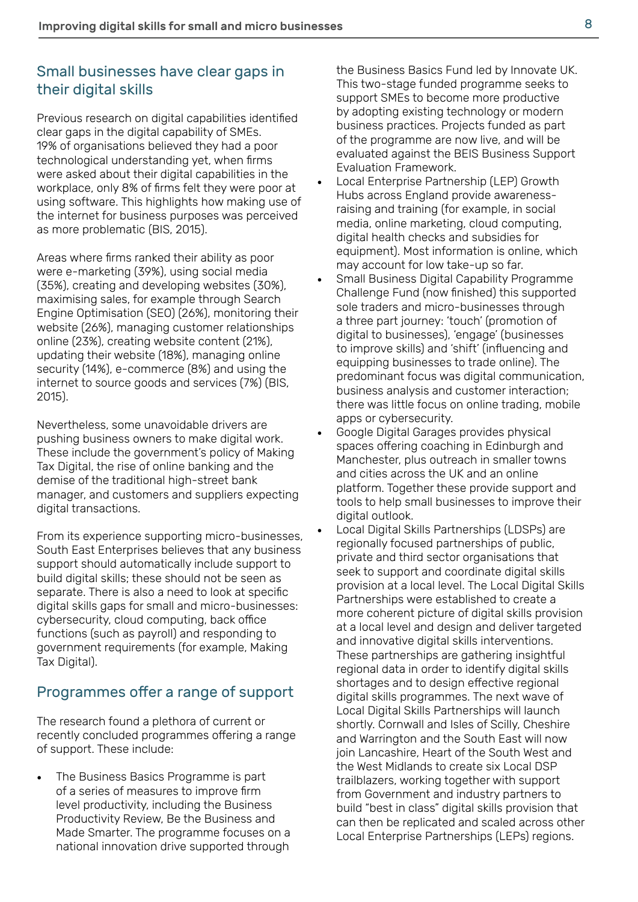## Small businesses have clear gaps in their digital skills

Previous research on digital capabilities identified clear gaps in the digital capability of SMEs. 19% of organisations believed they had a poor technological understanding yet, when firms were asked about their digital capabilities in the workplace, only 8% of firms felt they were poor at using software. This highlights how making use of the internet for business purposes was perceived as more problematic (BIS, 2015).

Areas where firms ranked their ability as poor were e-marketing (39%), using social media (35%), creating and developing websites (30%), maximising sales, for example through Search Engine Optimisation (SEO) (26%), monitoring their website (26%), managing customer relationships online (23%), creating website content (21%), updating their website (18%), managing online security (14%), e-commerce (8%) and using the internet to source goods and services (7%) (BIS, 2015).

Nevertheless, some unavoidable drivers are pushing business owners to make digital work. These include the government's policy of Making Tax Digital, the rise of online banking and the demise of the traditional high-street bank manager, and customers and suppliers expecting digital transactions.

From its experience supporting micro-businesses, South East Enterprises believes that any business support should automatically include support to build digital skills; these should not be seen as separate. There is also a need to look at specific digital skills gaps for small and micro-businesses: cybersecurity, cloud computing, back office functions (such as payroll) and responding to government requirements (for example, Making Tax Digital).

## Programmes offer a range of support

The research found a plethora of current or recently concluded programmes offering a range of support. These include:

- The Business Basics Programme is part of a series of measures to improve firm level productivity, including the Business Productivity Review, Be the Business and Made Smarter. The programme focuses on a national innovation drive supported through the Business Basics Fund led by Innovate UK. This two-stage funded programme seeks to support SMEs to become more productive by adopting existing technology or modern business practices. Projects funded as part of the programme are now live, and will be evaluated against the BEIS Business Support Evaluation Framework.
- Local Enterprise Partnership (LEP) Growth Hubs across England provide awareness-raising and training (for example, in social media, online marketing, cloud computing, digital health checks and subsidies for equipment). Most information is online, which may account for low take-up so far.
- Small Business Digital Capability Programme Challenge Fund (now finished) this supported sole traders and micro-businesses through a three part journey: 'touch' (promotion of digital to businesses), 'engage' (businesses to improve skills) and 'shift' (influencing and equipping businesses to trade online). The predominant focus was digital communication, business analysis and customer interaction; there was little focus on online trading, mobile apps or cybersecurity.
- Google Digital Garages provides physical spaces offering coaching in Edinburgh and Manchester, plus outreach in smaller towns and cities across the UK and an online platform. Together these provide support and tools to help small businesses to improve their digital outlook.
- Local Digital Skills Partnerships (LDSPs) are regionally focused partnerships of public, private and third sector organisations that seek to support and coordinate digital skills provision at a local level. The Local Digital Skills Partnerships were established to create a more coherent picture of digital skills provision at a local level and design and deliver targeted and innovative digital skills interventions. These partnerships are gathering insightful regional data in order to identify digital skills shortages and to design effective regional digital skills programmes. The next wave of Local Digital Skills Partnerships will launch shortly. Cornwall and Isles of Scilly, Cheshire and Warrington and the South East will now join Lancashire, Heart of the South West and the West Midlands to create six Local DSP trailblazers, working together with support from Government and industry partners to build "best in class" digital skills provision that can then be replicated and scaled across other Local Enterprise Partnerships (LEPs) regions.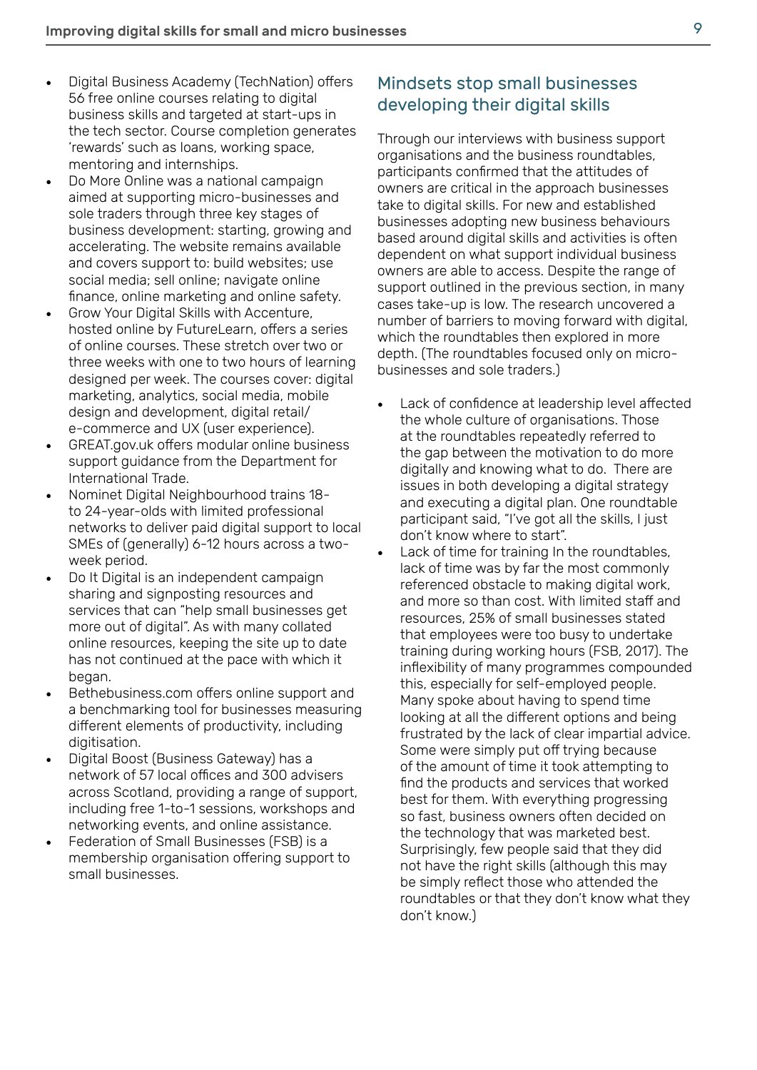- Digital Business Academy (TechNation) offers 56 free online courses relating to digital business skills and targeted at start-ups in the tech sector. Course completion generates 'rewards' such as loans, working space, mentoring and internships.
- Do More Online was a national campaign aimed at supporting micro-businesses and sole traders through three key stages of business development: starting, growing and accelerating. The website remains available and covers support to: build websites; use social media; sell online; navigate online finance, online marketing and online safety.
- Grow Your Digital Skills with Accenture, hosted online by FutureLearn, offers a series of online courses. These stretch over two or three weeks with one to two hours of learning designed per week. The courses cover: digital marketing, analytics, social media, mobile design and development, digital retail/ e-commerce and UX (user experience).
- GREAT.gov.uk offers modular online business support guidance from the Department for International Trade.
- Nominet Digital Neighbourhood trains 18- to 24-year-olds with limited professional networks to deliver paid digital support to local SMEs of (generally) 6-12 hours across a two-week period.
- Do It Digital is an independent campaign sharing and signposting resources and services that can "help small businesses get more out of digital". As with many collated online resources, keeping the site up to date has not continued at the pace with which it began.
- Bethebusiness.com offers online support and a benchmarking tool for businesses measuring different elements of productivity, including digitisation.
- Digital Boost (Business Gateway) has a network of 57 local offices and 300 advisers across Scotland, providing a range of support, including free 1-to-1 sessions, workshops and networking events, and online assistance.
- Federation of Small Businesses (FSB) is a membership organisation offering support to small businesses.

## Mindsets stop small businesses developing their digital skills

Through our interviews with business support organisations and the business roundtables, participants confirmed that the attitudes of owners are critical in the approach businesses take to digital skills. For new and established businesses adopting new business behaviours based around digital skills and activities is often dependent on what support individual business owners are able to access. Despite the range of support outlined in the previous section, in many cases take-up is low. The research uncovered a number of barriers to moving forward with digital, which the roundtables then explored in more depth. (The roundtables focused only on micro-businesses and sole traders.)

- Lack of confidence at leadership level affected the whole culture of organisations. Those at the roundtables repeatedly referred to the gap between the motivation to do more digitally and knowing what to do. There are issues in both developing a digital strategy and executing a digital plan. One roundtable participant said, "I've got all the skills, I just don't know where to start".
- Lack of time for training In the roundtables, lack of time was by far the most commonly referenced obstacle to making digital work, and more so than cost. With limited staff and resources, 25% of small businesses stated that employees were too busy to undertake training during working hours (FSB, 2017). The inflexibility of many programmes compounded this, especially for self-employed people. Many spoke about having to spend time looking at all the different options and being frustrated by the lack of clear impartial advice. Some were simply put off trying because of the amount of time it took attempting to find the products and services that worked best for them. With everything progressing so fast, business owners often decided on the technology that was marketed best. Surprisingly, few people said that they did not have the right skills (although this may be simply reflect those who attended the roundtables or that they don't know what they don't know.)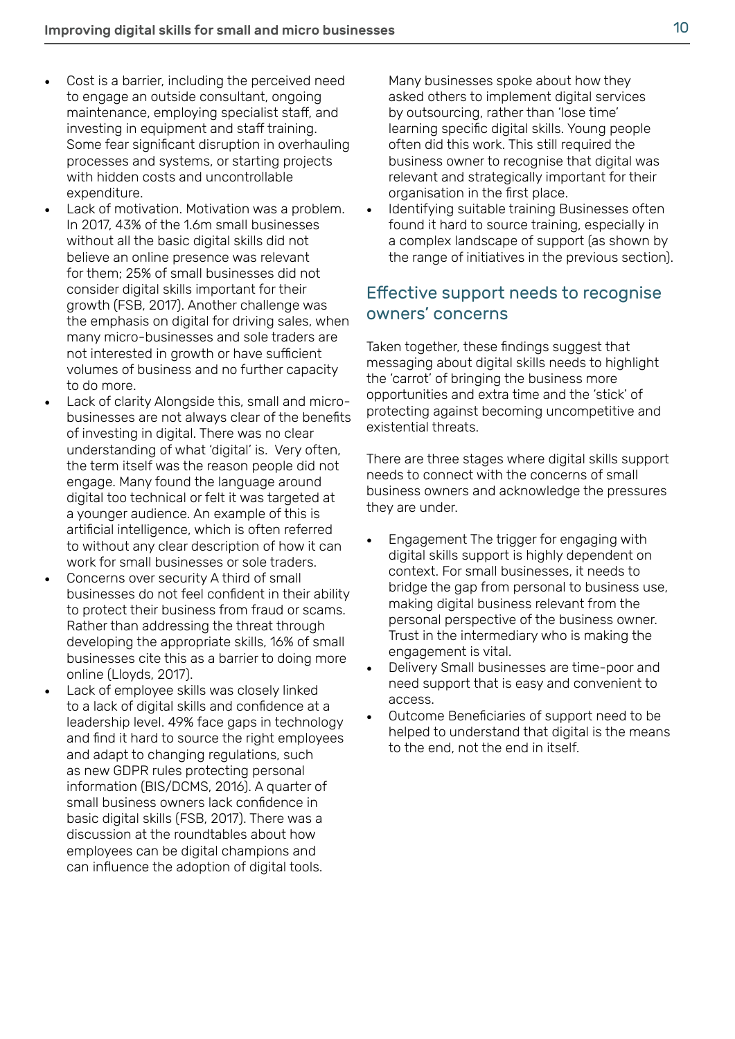- Cost is a barrier, including the perceived need to engage an outside consultant, ongoing maintenance, employing specialist staff, and investing in equipment and staff training. Some fear significant disruption in overhauling processes and systems, or starting projects with hidden costs and uncontrollable expenditure.
- Lack of motivation. Motivation was a problem. In 2017, 43% of the 1.6m small businesses without all the basic digital skills did not believe an online presence was relevant for them; 25% of small businesses did not consider digital skills important for their growth (FSB, 2017). Another challenge was the emphasis on digital for driving sales, when many micro-businesses and sole traders are not interested in growth or have sufficient volumes of business and no further capacity to do more.
- Lack of clarity Alongside this, small and micro-businesses are not always clear of the benefits of investing in digital. There was no clear understanding of what 'digital' is. Very often, the term itself was the reason people did not engage. Many found the language around digital too technical or felt it was targeted at a younger audience. An example of this is artificial intelligence, which is often referred to without any clear description of how it can work for small businesses or sole traders.
- Concerns over security A third of small businesses do not feel confident in their ability to protect their business from fraud or scams. Rather than addressing the threat through developing the appropriate skills, 16% of small businesses cite this as a barrier to doing more online (Lloyds, 2017).
- Lack of employee skills was closely linked to a lack of digital skills and confidence at a leadership level. 49% face gaps in technology and find it hard to source the right employees and adapt to changing regulations, such as new GDPR rules protecting personal information (BIS/DCMS, 2016). A quarter of small business owners lack confidence in basic digital skills (FSB, 2017). There was a discussion at the roundtables about how employees can be digital champions and can influence the adoption of digital tools.

  Many businesses spoke about how they asked others to implement digital services by outsourcing, rather than 'lose time' learning specific digital skills. Young people often did this work. This still required the business owner to recognise that digital was relevant and strategically important for their organisation in the first place.
- Identifying suitable training Businesses often found it hard to source training, especially in a complex landscape of support (as shown by the range of initiatives in the previous section).

## Effective support needs to recognise owners' concerns

Taken together, these findings suggest that messaging about digital skills needs to highlight the 'carrot' of bringing the business more opportunities and extra time and the 'stick' of protecting against becoming uncompetitive and existential threats.

There are three stages where digital skills support needs to connect with the concerns of small business owners and acknowledge the pressures they are under.

- Engagement The trigger for engaging with digital skills support is highly dependent on context. For small businesses, it needs to bridge the gap from personal to business use, making digital business relevant from the personal perspective of the business owner. Trust in the intermediary who is making the engagement is vital.
- Delivery Small businesses are time-poor and need support that is easy and convenient to access.
- Outcome Beneficiaries of support need to be helped to understand that digital is the means to the end, not the end in itself.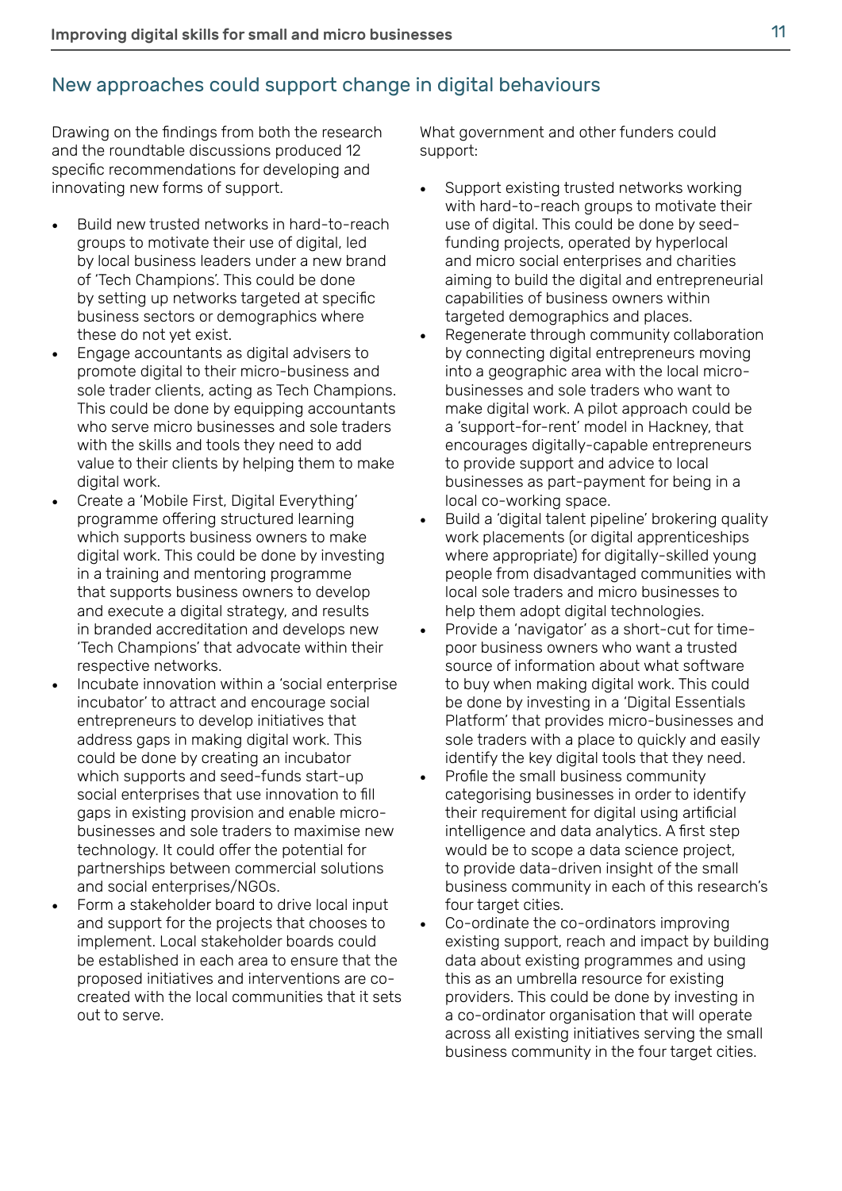## New approaches could support change in digital behaviours

Drawing on the findings from both the research and the roundtable discussions produced 12 specific recommendations for developing and innovating new forms of support.

- Build new trusted networks in hard-to-reach groups to motivate their use of digital, led by local business leaders under a new brand of 'Tech Champions'. This could be done by setting up networks targeted at specific business sectors or demographics where these do not yet exist.
- Engage accountants as digital advisers to promote digital to their micro-business and sole trader clients, acting as Tech Champions. This could be done by equipping accountants who serve micro businesses and sole traders with the skills and tools they need to add value to their clients by helping them to make digital work.
- Create a 'Mobile First, Digital Everything' programme offering structured learning which supports business owners to make digital work. This could be done by investing in a training and mentoring programme that supports business owners to develop and execute a digital strategy, and results in branded accreditation and develops new 'Tech Champions' that advocate within their respective networks.
- Incubate innovation within a 'social enterprise incubator' to attract and encourage social entrepreneurs to develop initiatives that address gaps in making digital work. This could be done by creating an incubator which supports and seed-funds start-up social enterprises that use innovation to fill gaps in existing provision and enable micro-businesses and sole traders to maximise new technology. It could offer the potential for partnerships between commercial solutions and social enterprises/NGOs.
- Form a stakeholder board to drive local input and support for the projects that chooses to implement. Local stakeholder boards could be established in each area to ensure that the proposed initiatives and interventions are co-created with the local communities that it sets out to serve.

What government and other funders could support:

- Support existing trusted networks working with hard-to-reach groups to motivate their use of digital. This could be done by seed-funding projects, operated by hyperlocal and micro social enterprises and charities aiming to build the digital and entrepreneurial capabilities of business owners within targeted demographics and places.
- Regenerate through community collaboration by connecting digital entrepreneurs moving into a geographic area with the local micro-businesses and sole traders who want to make digital work. A pilot approach could be a 'support-for-rent' model in Hackney, that encourages digitally-capable entrepreneurs to provide support and advice to local businesses as part-payment for being in a local co-working space.
- Build a 'digital talent pipeline' brokering quality work placements (or digital apprenticeships where appropriate) for digitally-skilled young people from disadvantaged communities with local sole traders and micro businesses to help them adopt digital technologies.
- Provide a 'navigator' as a short-cut for time-poor business owners who want a trusted source of information about what software to buy when making digital work. This could be done by investing in a 'Digital Essentials Platform' that provides micro-businesses and sole traders with a place to quickly and easily identify the key digital tools that they need.
- Profile the small business community categorising businesses in order to identify their requirement for digital using artificial intelligence and data analytics. A first step would be to scope a data science project, to provide data-driven insight of the small business community in each of this research's four target cities.
- Co-ordinate the co-ordinators improving existing support, reach and impact by building data about existing programmes and using this as an umbrella resource for existing providers. This could be done by investing in a co-ordinator organisation that will operate across all existing initiatives serving the small business community in the four target cities.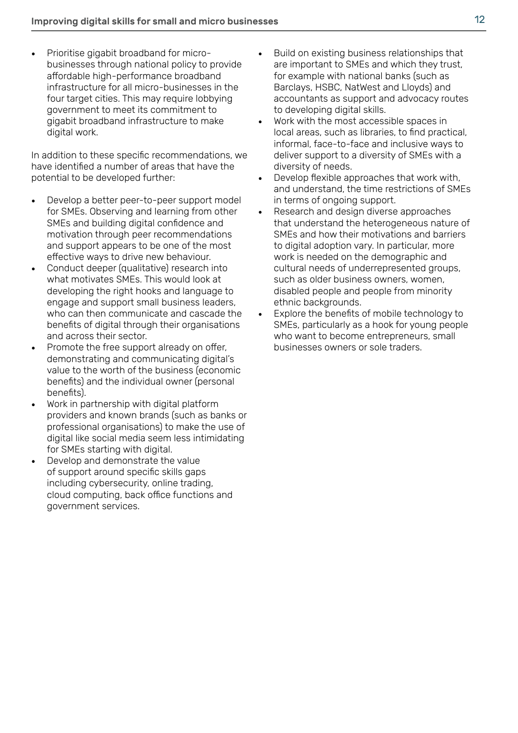- Prioritise gigabit broadband for micro-businesses through national policy to provide affordable high-performance broadband infrastructure for all micro-businesses in the four target cities. This may require lobbying government to meet its commitment to gigabit broadband infrastructure to make digital work.

In addition to these specific recommendations, we have identified a number of areas that have the potential to be developed further:

- Develop a better peer-to-peer support model for SMEs. Observing and learning from other SMEs and building digital confidence and motivation through peer recommendations and support appears to be one of the most effective ways to drive new behaviour.
- Conduct deeper (qualitative) research into what motivates SMEs. This would look at developing the right hooks and language to engage and support small business leaders, who can then communicate and cascade the benefits of digital through their organisations and across their sector.
- Promote the free support already on offer, demonstrating and communicating digital's value to the worth of the business (economic benefits) and the individual owner (personal benefits).
- Work in partnership with digital platform providers and known brands (such as banks or professional organisations) to make the use of digital like social media seem less intimidating for SMEs starting with digital.
- Develop and demonstrate the value of support around specific skills gaps including cybersecurity, online trading, cloud computing, back office functions and government services.
- Build on existing business relationships that are important to SMEs and which they trust, for example with national banks (such as Barclays, HSBC, NatWest and Lloyds) and accountants as support and advocacy routes to developing digital skills.
- Work with the most accessible spaces in local areas, such as libraries, to find practical, informal, face-to-face and inclusive ways to deliver support to a diversity of SMEs with a diversity of needs.
- Develop flexible approaches that work with, and understand, the time restrictions of SMEs in terms of ongoing support.
- Research and design diverse approaches that understand the heterogeneous nature of SMEs and how their motivations and barriers to digital adoption vary. In particular, more work is needed on the demographic and cultural needs of underrepresented groups, such as older business owners, women, disabled people and people from minority ethnic backgrounds.
- Explore the benefits of mobile technology to SMEs, particularly as a hook for young people who want to become entrepreneurs, small businesses owners or sole traders.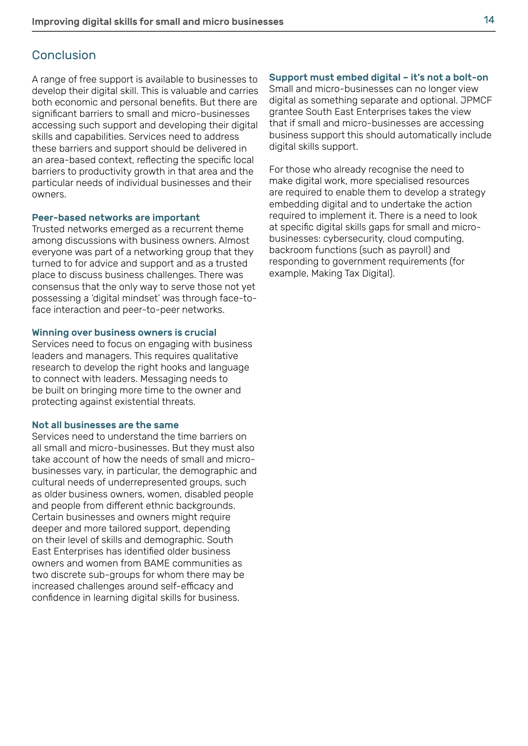## Conclusion

A range of free support is available to businesses to develop their digital skill. This is valuable and carries both economic and personal benefits. But there are significant barriers to small and micro-businesses accessing such support and developing their digital skills and capabilities. Services need to address these barriers and support should be delivered in an area-based context, reflecting the specific local barriers to productivity growth in that area and the particular needs of individual businesses and their owners.

### Peer-based networks are important

Trusted networks emerged as a recurrent theme among discussions with business owners. Almost everyone was part of a networking group that they turned to for advice and support and as a trusted place to discuss business challenges. There was consensus that the only way to serve those not yet possessing a 'digital mindset' was through face-to-face interaction and peer-to-peer networks.

### Winning over business owners is crucial

Services need to focus on engaging with business leaders and managers. This requires qualitative research to develop the right hooks and language to connect with leaders. Messaging needs to be built on bringing more time to the owner and protecting against existential threats.

### Not all businesses are the same

Services need to understand the time barriers on all small and micro-businesses. But they must also take account of how the needs of small and micro-businesses vary, in particular, the demographic and cultural needs of underrepresented groups, such as older business owners, women, disabled people and people from different ethnic backgrounds. Certain businesses and owners might require deeper and more tailored support, depending on their level of skills and demographic. South East Enterprises has identified older business owners and women from BAME communities as two discrete sub-groups for whom there may be increased challenges around self-efficacy and confidence in learning digital skills for business.

### Support must embed digital – it's not a bolt-on

Small and micro-businesses can no longer view digital as something separate and optional. JPMCF grantee South East Enterprises takes the view that if small and micro-businesses are accessing business support this should automatically include digital skills support.

For those who already recognise the need to make digital work, more specialised resources are required to enable them to develop a strategy embedding digital and to undertake the action required to implement it. There is a need to look at specific digital skills gaps for small and micro-businesses: cybersecurity, cloud computing, backroom functions (such as payroll) and responding to government requirements (for example, Making Tax Digital).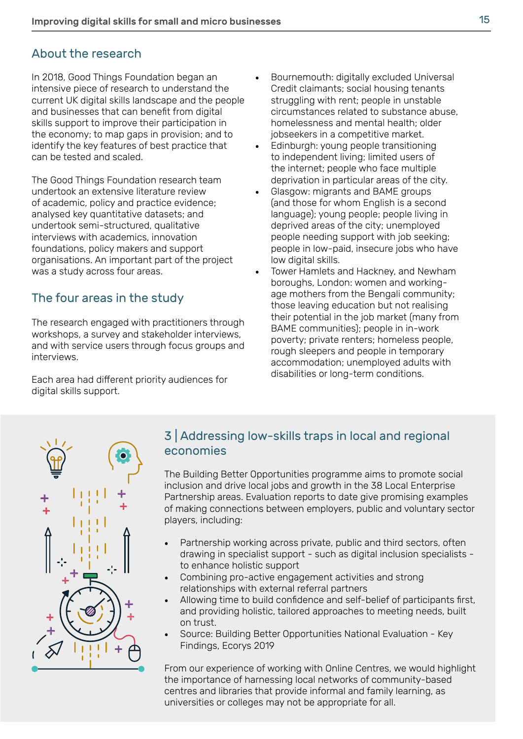## About the research

In 2018, Good Things Foundation began an intensive piece of research to understand the current UK digital skills landscape and the people and businesses that can benefit from digital skills support to improve their participation in the economy; to map gaps in provision; and to identify the key features of best practice that can be tested and scaled.

The Good Things Foundation research team undertook an extensive literature review of academic, policy and practice evidence; analysed key quantitative datasets; and undertook semi-structured, qualitative interviews with academics, innovation foundations, policy makers and support organisations. An important part of the project was a study across four areas.

## The four areas in the study

The research engaged with practitioners through workshops, a survey and stakeholder interviews, and with service users through focus groups and interviews.

Each area had different priority audiences for digital skills support.

- Bournemouth: digitally excluded Universal Credit claimants; social housing tenants struggling with rent; people in unstable circumstances related to substance abuse, homelessness and mental health; older jobseekers in a competitive market.
- Edinburgh: young people transitioning to independent living; limited users of the internet; people who face multiple deprivation in particular areas of the city.
- Glasgow: migrants and BAME groups (and those for whom English is a second language); young people; people living in deprived areas of the city; unemployed people needing support with job seeking; people in low-paid, insecure jobs who have low digital skills.
- Tower Hamlets and Hackney, and Newham boroughs, London: women and working-age mothers from the Bengali community; those leaving education but not realising their potential in the job market (many from BAME communities); people in in-work poverty; private renters; homeless people, rough sleepers and people in temporary accommodation; unemployed adults with disabilities or long-term conditions.

## 3 | Addressing low-skills traps in local and regional economies

The Building Better Opportunities programme aims to promote social inclusion and drive local jobs and growth in the 38 Local Enterprise Partnership areas. Evaluation reports to date give promising examples of making connections between employers, public and voluntary sector players, including:

- Partnership working across private, public and third sectors, often drawing in specialist support - such as digital inclusion specialists - to enhance holistic support
- Combining pro-active engagement activities and strong relationships with external referral partners
- Allowing time to build confidence and self-belief of participants first, and providing holistic, tailored approaches to meeting needs, built on trust.
- Source: Building Better Opportunities National Evaluation - Key Findings, Ecorys 2019

From our experience of working with Online Centres, we would highlight the importance of harnessing local networks of community-based centres and libraries that provide informal and family learning, as universities or colleges may not be appropriate for all.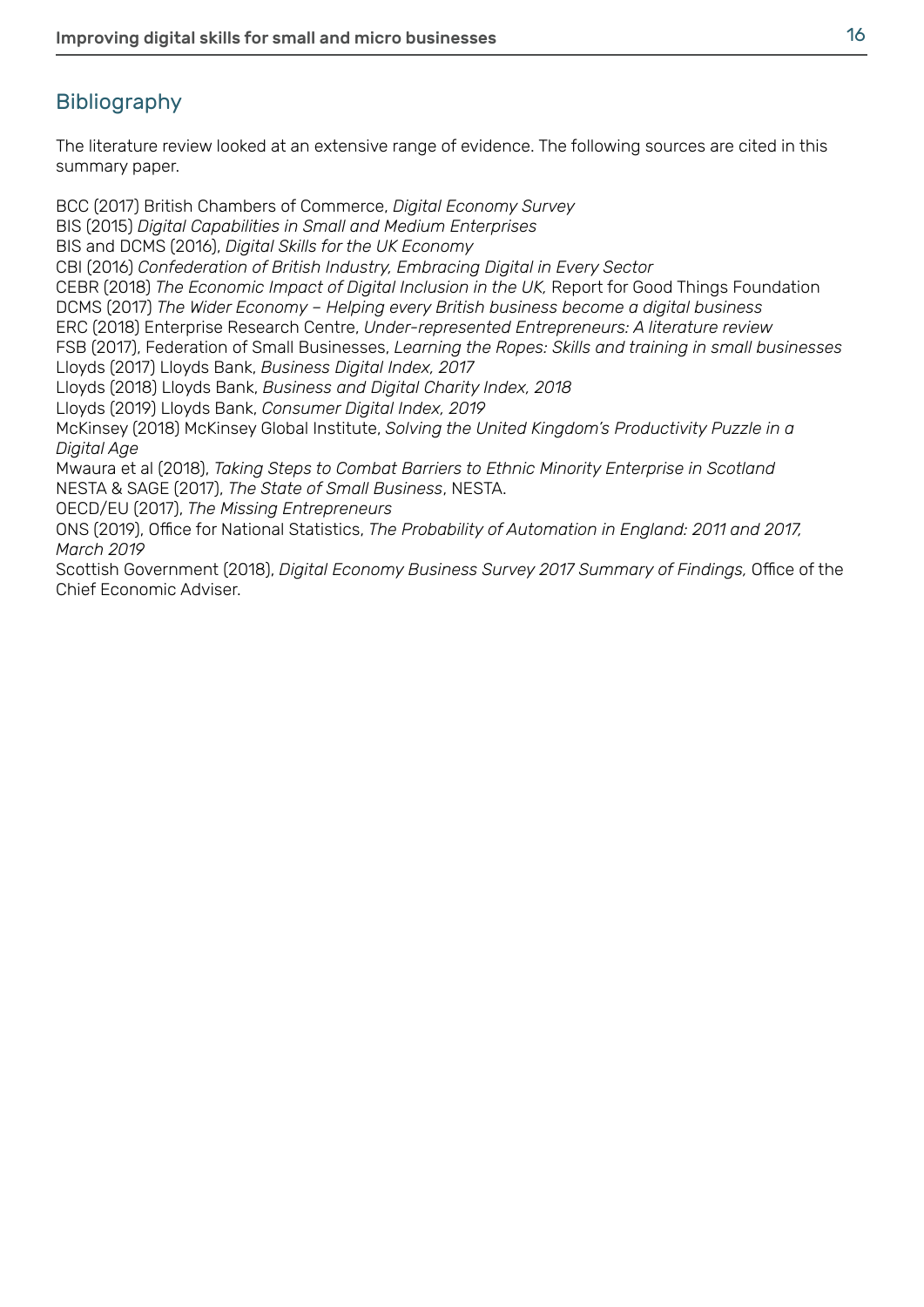## Bibliography

The literature review looked at an extensive range of evidence. The following sources are cited in this summary paper.

BCC (2017) British Chambers of Commerce, *Digital Economy Survey*
BIS (2015) *Digital Capabilities in Small and Medium Enterprises*
BIS and DCMS (2016), *Digital Skills for the UK Economy*
CBI (2016) *Confederation of British Industry, Embracing Digital in Every Sector*
CEBR (2018) *The Economic Impact of Digital Inclusion in the UK,* Report for Good Things Foundation
DCMS (2017) *The Wider Economy – Helping every British business become a digital business*
ERC (2018) Enterprise Research Centre, *Under-represented Entrepreneurs: A literature review*
FSB (2017), Federation of Small Businesses, *Learning the Ropes: Skills and training in small businesses*
Lloyds (2017) Lloyds Bank, *Business Digital Index, 2017*
Lloyds (2018) Lloyds Bank, *Business and Digital Charity Index, 2018*
Lloyds (2019) Lloyds Bank, *Consumer Digital Index, 2019*
McKinsey (2018) McKinsey Global Institute, *Solving the United Kingdom's Productivity Puzzle in a Digital Age*
Mwaura et al (2018), *Taking Steps to Combat Barriers to Ethnic Minority Enterprise in Scotland*
NESTA & SAGE (2017), *The State of Small Business*, NESTA.
OECD/EU (2017), *The Missing Entrepreneurs*
ONS (2019), Office for National Statistics, *The Probability of Automation in England: 2011 and 2017, March 2019*
Scottish Government (2018), *Digital Economy Business Survey 2017 Summary of Findings,* Office of the Chief Economic Adviser.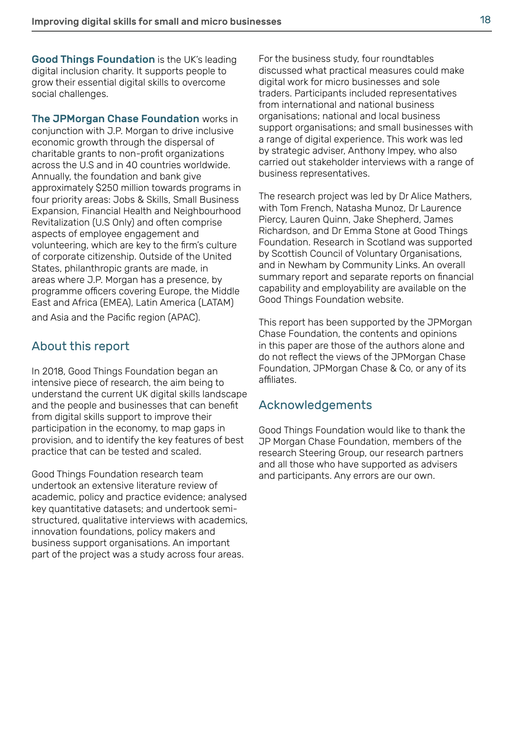**Good Things Foundation** is the UK's leading digital inclusion charity. It supports people to grow their essential digital skills to overcome social challenges.

**The JPMorgan Chase Foundation** works in conjunction with J.P. Morgan to drive inclusive economic growth through the dispersal of charitable grants to non-profit organizations across the U.S and in 40 countries worldwide. Annually, the foundation and bank give approximately $250 million towards programs in four priority areas: Jobs & Skills, Small Business Expansion, Financial Health and Neighbourhood Revitalization (U.S Only) and often comprise aspects of employee engagement and volunteering, which are key to the firm's culture of corporate citizenship. Outside of the United States, philanthropic grants are made, in areas where J.P. Morgan has a presence, by programme officers covering Europe, the Middle East and Africa (EMEA), Latin America (LATAM) and Asia and the Pacific region (APAC).

## About this report

In 2018, Good Things Foundation began an intensive piece of research, the aim being to understand the current UK digital skills landscape and the people and businesses that can benefit from digital skills support to improve their participation in the economy, to map gaps in provision, and to identify the key features of best practice that can be tested and scaled.

Good Things Foundation research team undertook an extensive literature review of academic, policy and practice evidence; analysed key quantitative datasets; and undertook semi-structured, qualitative interviews with academics, innovation foundations, policy makers and business support organisations. An important part of the project was a study across four areas.

For the business study, four roundtables discussed what practical measures could make digital work for micro businesses and sole traders. Participants included representatives from international and national business organisations; national and local business support organisations; and small businesses with a range of digital experience. This work was led by strategic adviser, Anthony Impey, who also carried out stakeholder interviews with a range of business representatives.

The research project was led by Dr Alice Mathers, with Tom French, Natasha Munoz, Dr Laurence Piercy, Lauren Quinn, Jake Shepherd, James Richardson, and Dr Emma Stone at Good Things Foundation. Research in Scotland was supported by Scottish Council of Voluntary Organisations, and in Newham by Community Links. An overall summary report and separate reports on financial capability and employability are available on the Good Things Foundation website.

This report has been supported by the JPMorgan Chase Foundation, the contents and opinions in this paper are those of the authors alone and do not reflect the views of the JPMorgan Chase Foundation, JPMorgan Chase & Co, or any of its affiliates.

## Acknowledgements

Good Things Foundation would like to thank the JP Morgan Chase Foundation, members of the research Steering Group, our research partners and all those who have supported as advisers and participants. Any errors are our own.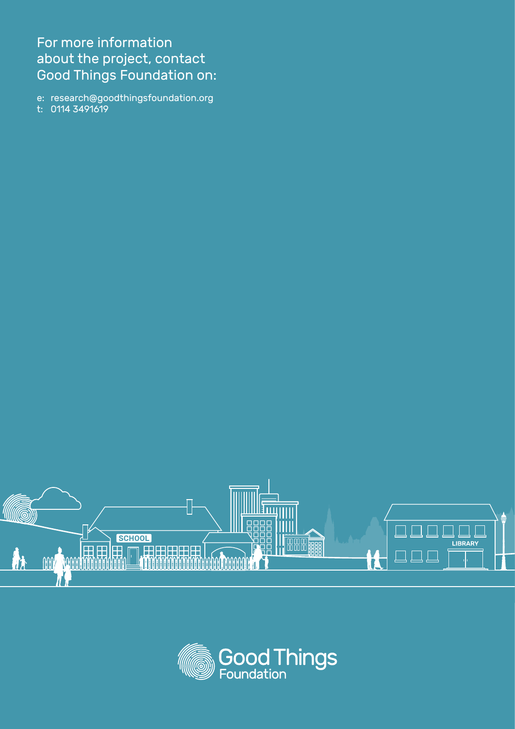For more information about the project, contact Good Things Foundation on:

e: research@goodthingsfoundation.org
t: 0114 3491619

Good Things Foundation